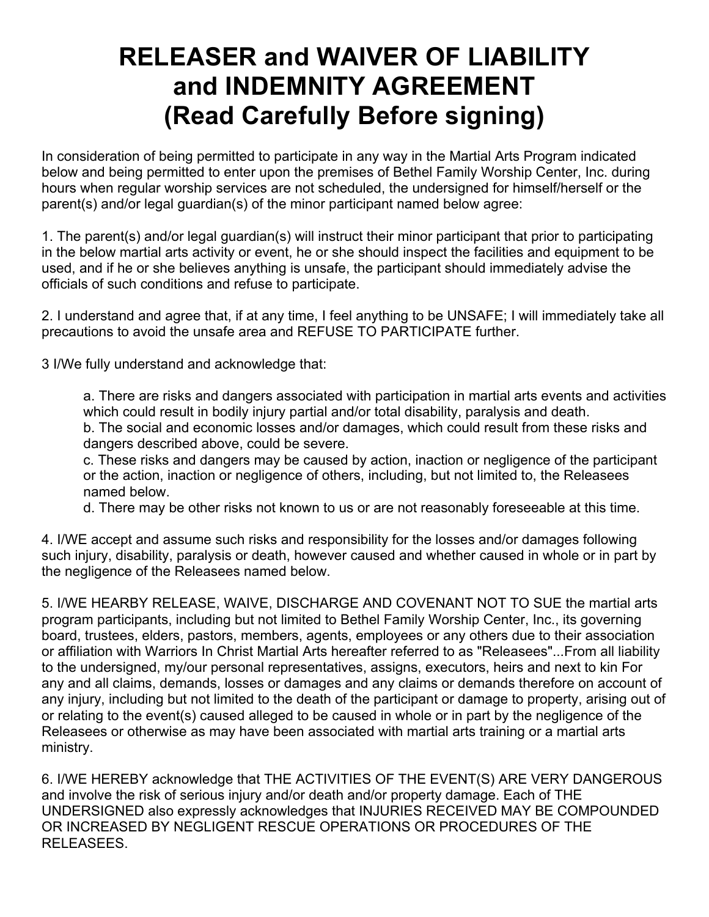# RELEASER and WAIVER OF LIABILITY and INDEMNITY AGREEMENT (Read Carefully Before signing)

In consideration of being permitted to participate in any way in the Martial Arts Program indicated below and being permitted to enter upon the premises of Bethel Family Worship Center, Inc. during hours when regular worship services are not scheduled, the undersigned for himself/herself or the parent(s) and/or legal guardian(s) of the minor participant named below agree:

1. The parent(s) and/or legal guardian(s) will instruct their minor participant that prior to participating in the below martial arts activity or event, he or she should inspect the facilities and equipment to be used, and if he or she believes anything is unsafe, the participant should immediately advise the officials of such conditions and refuse to participate.

2. I understand and agree that, if at any time, I feel anything to be UNSAFE; I will immediately take all precautions to avoid the unsafe area and REFUSE TO PARTICIPATE further.

3 I/We fully understand and acknowledge that:

   a. There are risks and dangers associated with participation in martial arts events and activities which could result in bodily injury partial and/or total disability, paralysis and death.
   b. The social and economic losses and/or damages, which could result from these risks and dangers described above, could be severe.
   c. These risks and dangers may be caused by action, inaction or negligence of the participant or the action, inaction or negligence of others, including, but not limited to, the Releasees named below.
   d. There may be other risks not known to us or are not reasonably foreseeable at this time.

4. I/WE accept and assume such risks and responsibility for the losses and/or damages following such injury, disability, paralysis or death, however caused and whether caused in whole or in part by the negligence of the Releasees named below.

5. I/WE HEARBY RELEASE, WAIVE, DISCHARGE AND COVENANT NOT TO SUE the martial arts program participants, including but not limited to Bethel Family Worship Center, Inc., its governing board, trustees, elders, pastors, members, agents, employees or any others due to their association or affiliation with Warriors In Christ Martial Arts hereafter referred to as "Releasees"...From all liability to the undersigned, my/our personal representatives, assigns, executors, heirs and next to kin For any and all claims, demands, losses or damages and any claims or demands therefore on account of any injury, including but not limited to the death of the participant or damage to property, arising out of or relating to the event(s) caused alleged to be caused in whole or in part by the negligence of the Releasees or otherwise as may have been associated with martial arts training or a martial arts ministry.

6. I/WE HEREBY acknowledge that THE ACTIVITIES OF THE EVENT(S) ARE VERY DANGEROUS and involve the risk of serious injury and/or death and/or property damage. Each of THE UNDERSIGNED also expressly acknowledges that INJURIES RECEIVED MAY BE COMPOUNDED OR INCREASED BY NEGLIGENT RESCUE OPERATIONS OR PROCEDURES OF THE RELEASEES.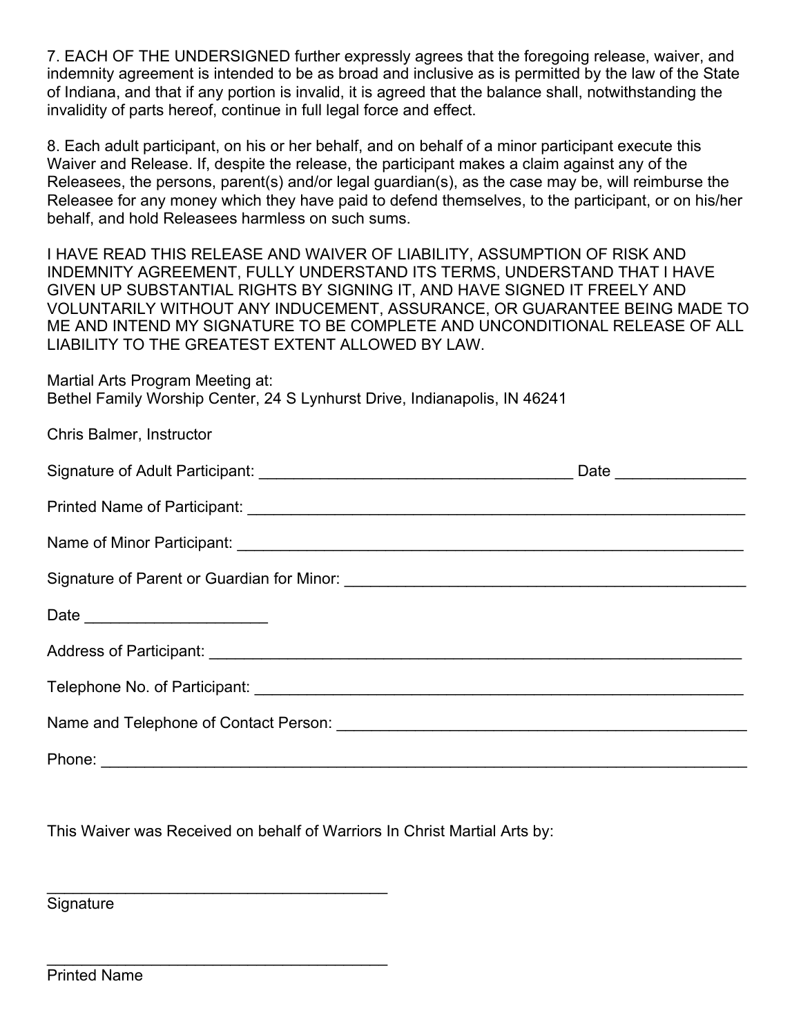7. EACH OF THE UNDERSIGNED further expressly agrees that the foregoing release, waiver, and indemnity agreement is intended to be as broad and inclusive as is permitted by the law of the State of Indiana, and that if any portion is invalid, it is agreed that the balance shall, notwithstanding the invalidity of parts hereof, continue in full legal force and effect.

8. Each adult participant, on his or her behalf, and on behalf of a minor participant execute this Waiver and Release. If, despite the release, the participant makes a claim against any of the Releasees, the persons, parent(s) and/or legal guardian(s), as the case may be, will reimburse the Releasee for any money which they have paid to defend themselves, to the participant, or on his/her behalf, and hold Releasees harmless on such sums.

I HAVE READ THIS RELEASE AND WAIVER OF LIABILITY, ASSUMPTION OF RISK AND INDEMNITY AGREEMENT, FULLY UNDERSTAND ITS TERMS, UNDERSTAND THAT I HAVE GIVEN UP SUBSTANTIAL RIGHTS BY SIGNING IT, AND HAVE SIGNED IT FREELY AND VOLUNTARILY WITHOUT ANY INDUCEMENT, ASSURANCE, OR GUARANTEE BEING MADE TO ME AND INTEND MY SIGNATURE TO BE COMPLETE AND UNCONDITIONAL RELEASE OF ALL LIABILITY TO THE GREATEST EXTENT ALLOWED BY LAW.

Martial Arts Program Meeting at:
Bethel Family Worship Center, 24 S Lynhurst Drive, Indianapolis, IN 46241

Chris Balmer, Instructor

Signature of Adult Participant: ____________________________________ Date _______________

Printed Name of Participant: ____________________________________________________________

Name of Minor Participant: ______________________________________________________________

Signature of Parent or Guardian for Minor: ________________________________________________

Date _____________________

Address of Participant: _________________________________________________________________

Telephone No. of Participant: ____________________________________________________________

Name and Telephone of Contact Person: ___________________________________________________

Phone: _______________________________________________________________________________

This Waiver was Received on behalf of Warriors In Christ Martial Arts by:

________________________________________
Signature

________________________________________
Printed Name